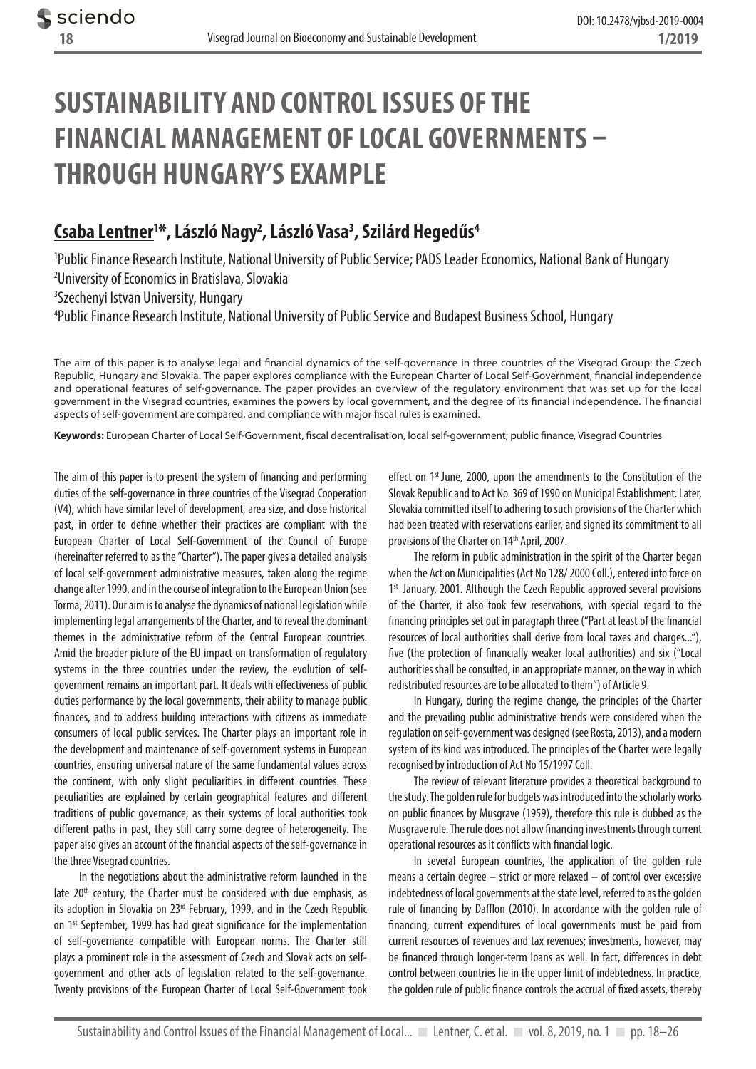# SUSTAINABILITY AND CONTROL ISSUES OF THE FINANCIAL MANAGEMENT OF LOCAL GOVERNMENTS – THROUGH HUNGARY'S EXAMPLE

## Csaba Lentner[1]*, László Nagy[2], László Vasa[3], Szilárd Hegedűs[4]

[1]Public Finance Research Institute, National University of Public Service; PADS Leader Economics, National Bank of Hungary
[2]University of Economics in Bratislava, Slovakia
[3]Szechenyi Istvan University, Hungary
[4]Public Finance Research Institute, National University of Public Service and Budapest Business School, Hungary

The aim of this paper is to analyse legal and financial dynamics of the self-governance in three countries of the Visegrad Group: the Czech Republic, Hungary and Slovakia. The paper explores compliance with the European Charter of Local Self-Government, financial independence and operational features of self-governance. The paper provides an overview of the regulatory environment that was set up for the local government in the Visegrad countries, examines the powers by local government, and the degree of its financial independence. The financial aspects of self-government are compared, and compliance with major fiscal rules is examined.

**Keywords:** European Charter of Local Self-Government, fiscal decentralisation, local self-government; public finance, Visegrad Countries

The aim of this paper is to present the system of financing and performing duties of the self-governance in three countries of the Visegrad Cooperation (V4), which have similar level of development, area size, and close historical past, in order to define whether their practices are compliant with the European Charter of Local Self-Government of the Council of Europe (hereinafter referred to as the "Charter"). The paper gives a detailed analysis of local self-government administrative measures, taken along the regime change after 1990, and in the course of integration to the European Union (see Torma, 2011). Our aim is to analyse the dynamics of national legislation while implementing legal arrangements of the Charter, and to reveal the dominant themes in the administrative reform of the Central European countries. Amid the broader picture of the EU impact on transformation of regulatory systems in the three countries under the review, the evolution of self-government remains an important part. It deals with effectiveness of public duties performance by the local governments, their ability to manage public finances, and to address building interactions with citizens as immediate consumers of local public services. The Charter plays an important role in the development and maintenance of self-government systems in European countries, ensuring universal nature of the same fundamental values across the continent, with only slight peculiarities in different countries. These peculiarities are explained by certain geographical features and different traditions of public governance; as their systems of local authorities took different paths in past, they still carry some degree of heterogeneity. The paper also gives an account of the financial aspects of the self-governance in the three Visegrad countries.

In the negotiations about the administrative reform launched in the late 20th century, the Charter must be considered with due emphasis, as its adoption in Slovakia on 23rd February, 1999, and in the Czech Republic on 1st September, 1999 has had great significance for the implementation of self-governance compatible with European norms. The Charter still plays a prominent role in the assessment of Czech and Slovak acts on self-government and other acts of legislation related to the self-governance. Twenty provisions of the European Charter of Local Self-Government took effect on 1st June, 2000, upon the amendments to the Constitution of the Slovak Republic and to Act No. 369 of 1990 on Municipal Establishment. Later, Slovakia committed itself to adhering to such provisions of the Charter which had been treated with reservations earlier, and signed its commitment to all provisions of the Charter on 14th April, 2007.

The reform in public administration in the spirit of the Charter began when the Act on Municipalities (Act No 128/ 2000 Coll.), entered into force on 1st January, 2001. Although the Czech Republic approved several provisions of the Charter, it also took few reservations, with special regard to the financing principles set out in paragraph three ("Part at least of the financial resources of local authorities shall derive from local taxes and charges..."), five (the protection of financially weaker local authorities) and six ("Local authorities shall be consulted, in an appropriate manner, on the way in which redistributed resources are to be allocated to them") of Article 9.

In Hungary, during the regime change, the principles of the Charter and the prevailing public administrative trends were considered when the regulation on self-government was designed (see Rosta, 2013), and a modern system of its kind was introduced. The principles of the Charter were legally recognised by introduction of Act No 15/1997 Coll.

The review of relevant literature provides a theoretical background to the study. The golden rule for budgets was introduced into the scholarly works on public finances by Musgrave (1959), therefore this rule is dubbed as the Musgrave rule. The rule does not allow financing investments through current operational resources as it conflicts with financial logic.

In several European countries, the application of the golden rule means a certain degree – strict or more relaxed – of control over excessive indebtedness of local governments at the state level, referred to as the golden rule of financing by Dafflon (2010). In accordance with the golden rule of financing, current expenditures of local governments must be paid from current resources of revenues and tax revenues; investments, however, may be financed through longer-term loans as well. In fact, differences in debt control between countries lie in the upper limit of indebtedness. In practice, the golden rule of public finance controls the accrual of fixed assets, thereby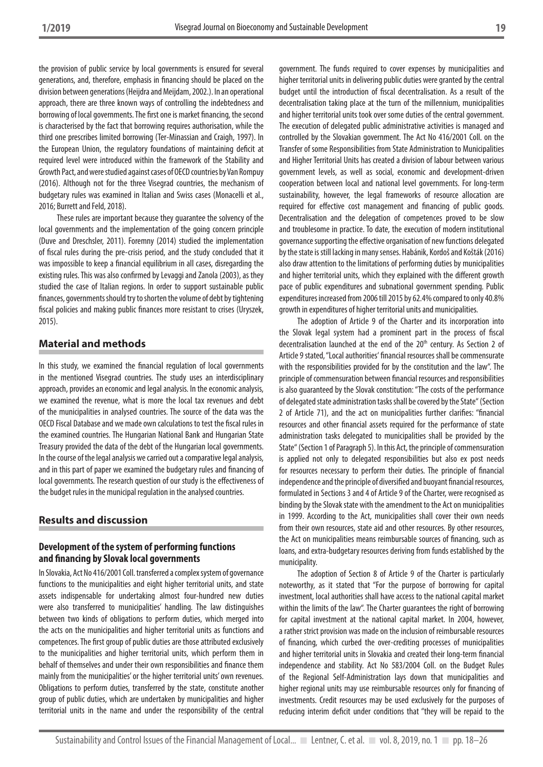the provision of public service by local governments is ensured for several generations, and, therefore, emphasis in financing should be placed on the division between generations (Heijdra and Meijdam, 2002.). In an operational approach, there are three known ways of controlling the indebtedness and borrowing of local governments. The first one is market financing, the second is characterised by the fact that borrowing requires authorisation, while the third one prescribes limited borrowing (Ter-Minassian and Craigh, 1997). In the European Union, the regulatory foundations of maintaining deficit at required level were introduced within the framework of the Stability and Growth Pact, and were studied against cases of OECD countries by Van Rompuy (2016). Although not for the three Visegrad countries, the mechanism of budgetary rules was examined in Italian and Swiss cases (Monacelli et al., 2016; Burrett and Feld, 2018).

These rules are important because they guarantee the solvency of the local governments and the implementation of the going concern principle (Duve and Dreschsler, 2011). Foremny (2014) studied the implementation of fiscal rules during the pre-crisis period, and the study concluded that it was impossible to keep a financial equilibrium in all cases, disregarding the existing rules. This was also confirmed by Levaggi and Zanola (2003), as they studied the case of Italian regions. In order to support sustainable public finances, governments should try to shorten the volume of debt by tightening fiscal policies and making public finances more resistant to crises (Uryszek, 2015).

## Material and methods

In this study, we examined the financial regulation of local governments in the mentioned Visegrad countries. The study uses an interdisciplinary approach, provides an economic and legal analysis. In the economic analysis, we examined the revenue, what is more the local tax revenues and debt of the municipalities in analysed countries. The source of the data was the OECD Fiscal Database and we made own calculations to test the fiscal rules in the examined countries. The Hungarian National Bank and Hungarian State Treasury provided the data of the debt of the Hungarian local governments. In the course of the legal analysis we carried out a comparative legal analysis, and in this part of paper we examined the budgetary rules and financing of local governments. The research question of our study is the effectiveness of the budget rules in the municipal regulation in the analysed countries.

## Results and discussion

### Development of the system of performing functions and financing by Slovak local governments

In Slovakia, Act No 416/2001 Coll. transferred a complex system of governance functions to the municipalities and eight higher territorial units, and state assets indispensable for undertaking almost four-hundred new duties were also transferred to municipalities' handling. The law distinguishes between two kinds of obligations to perform duties, which merged into the acts on the municipalities and higher territorial units as functions and competences. The first group of public duties are those attributed exclusively to the municipalities and higher territorial units, which perform them in behalf of themselves and under their own responsibilities and finance them mainly from the municipalities' or the higher territorial units' own revenues. Obligations to perform duties, transferred by the state, constitute another group of public duties, which are undertaken by municipalities and higher territorial units in the name and under the responsibility of the central government. The funds required to cover expenses by municipalities and higher territorial units in delivering public duties were granted by the central budget until the introduction of fiscal decentralisation. As a result of the decentralisation taking place at the turn of the millennium, municipalities and higher territorial units took over some duties of the central government. The execution of delegated public administrative activities is managed and controlled by the Slovakian government. The Act No 416/2001 Coll. on the Transfer of some Responsibilities from State Administration to Municipalities and Higher Territorial Units has created a division of labour between various government levels, as well as social, economic and development-driven cooperation between local and national level governments. For long-term sustainability, however, the legal frameworks of resource allocation are required for effective cost management and financing of public goods. Decentralisation and the delegation of competences proved to be slow and troublesome in practice. To date, the execution of modern institutional governance supporting the effective organisation of new functions delegated by the state is still lacking in many senses. Habánik, Kordoš and Košták (2016) also draw attention to the limitations of performing duties by municipalities and higher territorial units, which they explained with the different growth pace of public expenditures and subnational government spending. Public expenditures increased from 2006 till 2015 by 62.4% compared to only 40.8% growth in expenditures of higher territorial units and municipalities.

The adoption of Article 9 of the Charter and its incorporation into the Slovak legal system had a prominent part in the process of fiscal decentralisation launched at the end of the 20th century. As Section 2 of Article 9 stated, "Local authorities' financial resources shall be commensurate with the responsibilities provided for by the constitution and the law". The principle of commensuration between financial resources and responsibilities is also guaranteed by the Slovak constitution: "The costs of the performance of delegated state administration tasks shall be covered by the State" (Section 2 of Article 71), and the act on municipalities further clarifies: "financial resources and other financial assets required for the performance of state administration tasks delegated to municipalities shall be provided by the State" (Section 1 of Paragraph 5). In this Act, the principle of commensuration is applied not only to delegated responsibilities but also ex post needs for resources necessary to perform their duties. The principle of financial independence and the principle of diversified and buoyant financial resources, formulated in Sections 3 and 4 of Article 9 of the Charter, were recognised as binding by the Slovak state with the amendment to the Act on municipalities in 1999. According to the Act, municipalities shall cover their own needs from their own resources, state aid and other resources. By other resources, the Act on municipalities means reimbursable sources of financing, such as loans, and extra-budgetary resources deriving from funds established by the municipality.

The adoption of Section 8 of Article 9 of the Charter is particularly noteworthy, as it stated that "For the purpose of borrowing for capital investment, local authorities shall have access to the national capital market within the limits of the law". The Charter guarantees the right of borrowing for capital investment at the national capital market. In 2004, however, a rather strict provision was made on the inclusion of reimbursable resources of financing, which curbed the over-crediting processes of municipalities and higher territorial units in Slovakia and created their long-term financial independence and stability. Act No 583/2004 Coll. on the Budget Rules of the Regional Self-Administration lays down that municipalities and higher regional units may use reimbursable resources only for financing of investments. Credit resources may be used exclusively for the purposes of reducing interim deficit under conditions that "they will be repaid to the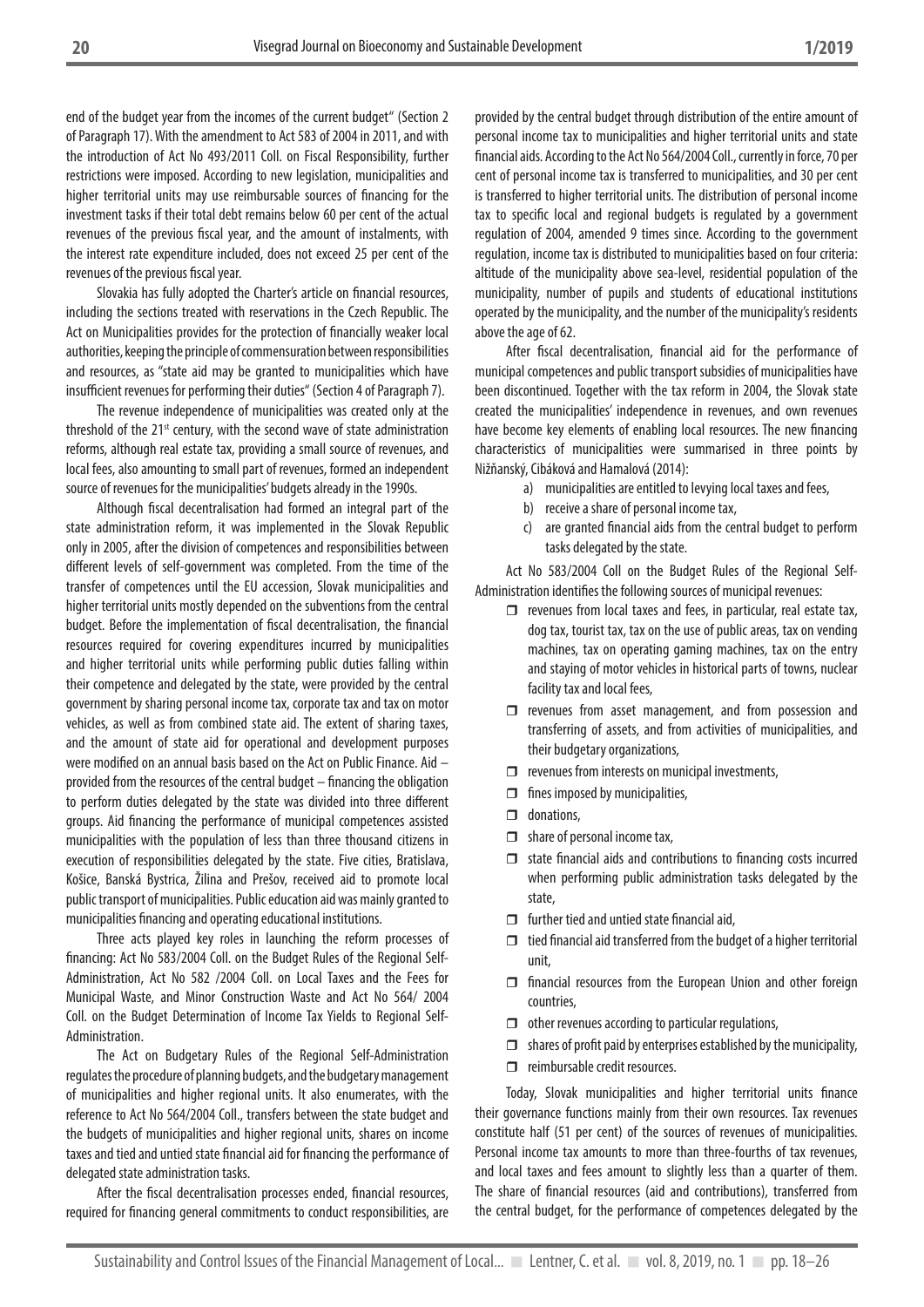end of the budget year from the incomes of the current budget" (Section 2 of Paragraph 17). With the amendment to Act 583 of 2004 in 2011, and with the introduction of Act No 493/2011 Coll. on Fiscal Responsibility, further restrictions were imposed. According to new legislation, municipalities and higher territorial units may use reimbursable sources of financing for the investment tasks if their total debt remains below 60 per cent of the actual revenues of the previous fiscal year, and the amount of instalments, with the interest rate expenditure included, does not exceed 25 per cent of the revenues of the previous fiscal year.

Slovakia has fully adopted the Charter's article on financial resources, including the sections treated with reservations in the Czech Republic. The Act on Municipalities provides for the protection of financially weaker local authorities, keeping the principle of commensuration between responsibilities and resources, as "state aid may be granted to municipalities which have insufficient revenues for performing their duties" (Section 4 of Paragraph 7).

The revenue independence of municipalities was created only at the threshold of the 21st century, with the second wave of state administration reforms, although real estate tax, providing a small source of revenues, and local fees, also amounting to small part of revenues, formed an independent source of revenues for the municipalities' budgets already in the 1990s.

Although fiscal decentralisation had formed an integral part of the state administration reform, it was implemented in the Slovak Republic only in 2005, after the division of competences and responsibilities between different levels of self-government was completed. From the time of the transfer of competences until the EU accession, Slovak municipalities and higher territorial units mostly depended on the subventions from the central budget. Before the implementation of fiscal decentralisation, the financial resources required for covering expenditures incurred by municipalities and higher territorial units while performing public duties falling within their competence and delegated by the state, were provided by the central government by sharing personal income tax, corporate tax and tax on motor vehicles, as well as from combined state aid. The extent of sharing taxes, and the amount of state aid for operational and development purposes were modified on an annual basis based on the Act on Public Finance. Aid – provided from the resources of the central budget – financing the obligation to perform duties delegated by the state was divided into three different groups. Aid financing the performance of municipal competences assisted municipalities with the population of less than three thousand citizens in execution of responsibilities delegated by the state. Five cities, Bratislava, Košice, Banská Bystrica, Žilina and Prešov, received aid to promote local public transport of municipalities. Public education aid was mainly granted to municipalities financing and operating educational institutions.

Three acts played key roles in launching the reform processes of financing: Act No 583/2004 Coll. on the Budget Rules of the Regional Self-Administration, Act No 582 /2004 Coll. on Local Taxes and the Fees for Municipal Waste, and Minor Construction Waste and Act No 564/ 2004 Coll. on the Budget Determination of Income Tax Yields to Regional Self-Administration.

The Act on Budgetary Rules of the Regional Self-Administration regulates the procedure of planning budgets, and the budgetary management of municipalities and higher regional units. It also enumerates, with the reference to Act No 564/2004 Coll., transfers between the state budget and the budgets of municipalities and higher regional units, shares on income taxes and tied and untied state financial aid for financing the performance of delegated state administration tasks.

After the fiscal decentralisation processes ended, financial resources, required for financing general commitments to conduct responsibilities, are provided by the central budget through distribution of the entire amount of personal income tax to municipalities and higher territorial units and state financial aids. According to the Act No 564/2004 Coll., currently in force, 70 per cent of personal income tax is transferred to municipalities, and 30 per cent is transferred to higher territorial units. The distribution of personal income tax to specific local and regional budgets is regulated by a government regulation of 2004, amended 9 times since. According to the government regulation, income tax is distributed to municipalities based on four criteria: altitude of the municipality above sea-level, residential population of the municipality, number of pupils and students of educational institutions operated by the municipality, and the number of the municipality's residents above the age of 62.

After fiscal decentralisation, financial aid for the performance of municipal competences and public transport subsidies of municipalities have been discontinued. Together with the tax reform in 2004, the Slovak state created the municipalities' independence in revenues, and own revenues have become key elements of enabling local resources. The new financing characteristics of municipalities were summarised in three points by Nižňanský, Cibáková and Hamalová (2014):

a) municipalities are entitled to levying local taxes and fees,
b) receive a share of personal income tax,
c) are granted financial aids from the central budget to perform tasks delegated by the state.

Act No 583/2004 Coll on the Budget Rules of the Regional Self-Administration identifies the following sources of municipal revenues:

- revenues from local taxes and fees, in particular, real estate tax, dog tax, tourist tax, tax on the use of public areas, tax on vending machines, tax on operating gaming machines, tax on the entry and staying of motor vehicles in historical parts of towns, nuclear facility tax and local fees,
- revenues from asset management, and from possession and transferring of assets, and from activities of municipalities, and their budgetary organizations,
- revenues from interests on municipal investments,
- fines imposed by municipalities,
- donations,
- share of personal income tax,
- state financial aids and contributions to financing costs incurred when performing public administration tasks delegated by the state,
- further tied and untied state financial aid,
- tied financial aid transferred from the budget of a higher territorial unit,
- financial resources from the European Union and other foreign countries,
- other revenues according to particular regulations,
- shares of profit paid by enterprises established by the municipality,
- reimbursable credit resources.

Today, Slovak municipalities and higher territorial units finance their governance functions mainly from their own resources. Tax revenues constitute half (51 per cent) of the sources of revenues of municipalities. Personal income tax amounts to more than three-fourths of tax revenues, and local taxes and fees amount to slightly less than a quarter of them. The share of financial resources (aid and contributions), transferred from the central budget, for the performance of competences delegated by the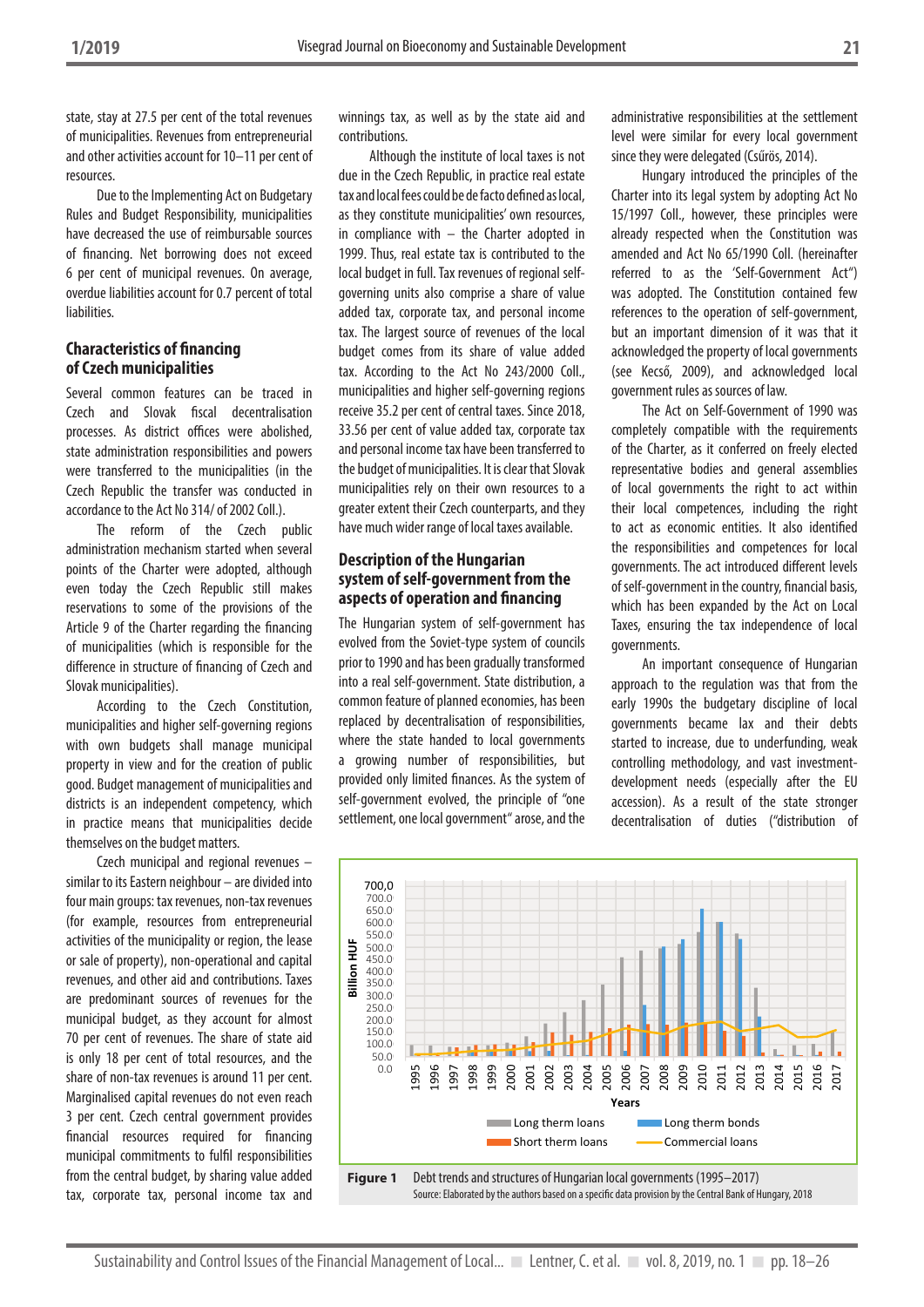state, stay at 27.5 per cent of the total revenues of municipalities. Revenues from entrepreneurial and other activities account for 10–11 per cent of resources.

Due to the Implementing Act on Budgetary Rules and Budget Responsibility, municipalities have decreased the use of reimbursable sources of financing. Net borrowing does not exceed 6 per cent of municipal revenues. On average, overdue liabilities account for 0.7 percent of total liabilities.

## Characteristics of financing of Czech municipalities

Several common features can be traced in Czech and Slovak fiscal decentralisation processes. As district offices were abolished, state administration responsibilities and powers were transferred to the municipalities (in the Czech Republic the transfer was conducted in accordance to the Act No 314/ of 2002 Coll.).

The reform of the Czech public administration mechanism started when several points of the Charter were adopted, although even today the Czech Republic still makes reservations to some of the provisions of the Article 9 of the Charter regarding the financing of municipalities (which is responsible for the difference in structure of financing of Czech and Slovak municipalities).

According to the Czech Constitution, municipalities and higher self-governing regions with own budgets shall manage municipal property in view and for the creation of public good. Budget management of municipalities and districts is an independent competency, which in practice means that municipalities decide themselves on the budget matters.

Czech municipal and regional revenues – similar to its Eastern neighbour – are divided into four main groups: tax revenues, non-tax revenues (for example, resources from entrepreneurial activities of the municipality or region, the lease or sale of property), non-operational and capital revenues, and other aid and contributions. Taxes are predominant sources of revenues for the municipal budget, as they account for almost 70 per cent of revenues. The share of state aid is only 18 per cent of total resources, and the share of non-tax revenues is around 11 per cent. Marginalised capital revenues do not even reach 3 per cent. Czech central government provides financial resources required for financing municipal commitments to fulfil responsibilities from the central budget, by sharing value added tax, corporate tax, personal income tax and winnings tax, as well as by the state aid and contributions.

Although the institute of local taxes is not due in the Czech Republic, in practice real estate tax and local fees could be de facto defined as local, as they constitute municipalities' own resources, in compliance with – the Charter adopted in 1999. Thus, real estate tax is contributed to the local budget in full. Tax revenues of regional self-governing units also comprise a share of value added tax, corporate tax, and personal income tax. The largest source of revenues of the local budget comes from its share of value added tax. According to the Act No 243/2000 Coll., municipalities and higher self-governing regions receive 35.2 per cent of central taxes. Since 2018, 33.56 per cent of value added tax, corporate tax and personal income tax have been transferred to the budget of municipalities. It is clear that Slovak municipalities rely on their own resources to a greater extent their Czech counterparts, and they have much wider range of local taxes available.

## Description of the Hungarian system of self-government from the aspects of operation and financing

The Hungarian system of self-government has evolved from the Soviet-type system of councils prior to 1990 and has been gradually transformed into a real self-government. State distribution, a common feature of planned economies, has been replaced by decentralisation of responsibilities, where the state handed to local governments a growing number of responsibilities, but provided only limited finances. As the system of self-government evolved, the principle of "one settlement, one local government" arose, and the administrative responsibilities at the settlement level were similar for every local government since they were delegated (Csűrös, 2014).

Hungary introduced the principles of the Charter into its legal system by adopting Act No 15/1997 Coll., however, these principles were already respected when the Constitution was amended and Act No 65/1990 Coll. (hereinafter referred to as the 'Self-Government Act") was adopted. The Constitution contained few references to the operation of self-government, but an important dimension of it was that it acknowledged the property of local governments (see Kecső, 2009), and acknowledged local government rules as sources of law.

The Act on Self-Government of 1990 was completely compatible with the requirements of the Charter, as it conferred on freely elected representative bodies and general assemblies of local governments the right to act within their local competences, including the right to act as economic entities. It also identified the responsibilities and competences for local governments. The act introduced different levels of self-government in the country, financial basis, which has been expanded by the Act on Local Taxes, ensuring the tax independence of local governments.

An important consequence of Hungarian approach to the regulation was that from the early 1990s the budgetary discipline of local governments became lax and their debts started to increase, due to underfunding, weak controlling methodology, and vast investment-development needs (especially after the EU accession). As a result of the state stronger decentralisation of duties ("distribution of

**Figure 1** Debt trends and structures of Hungarian local governments (1995–2017)
Source: Elaborated by the authors based on a specific data provision by the Central Bank of Hungary, 2018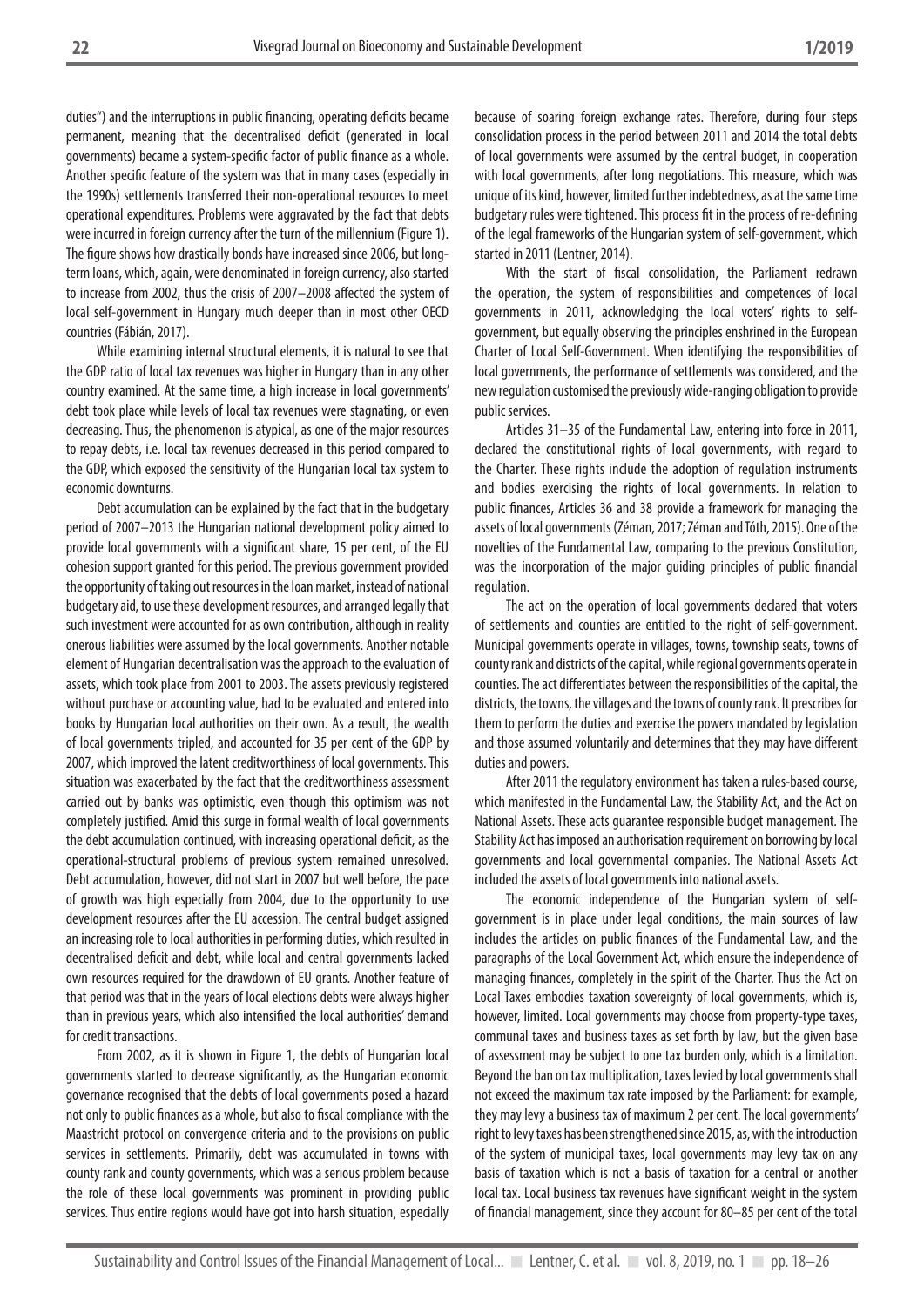duties") and the interruptions in public financing, operating deficits became permanent, meaning that the decentralised deficit (generated in local governments) became a system-specific factor of public finance as a whole. Another specific feature of the system was that in many cases (especially in the 1990s) settlements transferred their non-operational resources to meet operational expenditures. Problems were aggravated by the fact that debts were incurred in foreign currency after the turn of the millennium (Figure 1). The figure shows how drastically bonds have increased since 2006, but long-term loans, which, again, were denominated in foreign currency, also started to increase from 2002, thus the crisis of 2007–2008 affected the system of local self-government in Hungary much deeper than in most other OECD countries (Fábián, 2017).

While examining internal structural elements, it is natural to see that the GDP ratio of local tax revenues was higher in Hungary than in any other country examined. At the same time, a high increase in local governments' debt took place while levels of local tax revenues were stagnating, or even decreasing. Thus, the phenomenon is atypical, as one of the major resources to repay debts, i.e. local tax revenues decreased in this period compared to the GDP, which exposed the sensitivity of the Hungarian local tax system to economic downturns.

Debt accumulation can be explained by the fact that in the budgetary period of 2007–2013 the Hungarian national development policy aimed to provide local governments with a significant share, 15 per cent, of the EU cohesion support granted for this period. The previous government provided the opportunity of taking out resources in the loan market, instead of national budgetary aid, to use these development resources, and arranged legally that such investment were accounted for as own contribution, although in reality onerous liabilities were assumed by the local governments. Another notable element of Hungarian decentralisation was the approach to the evaluation of assets, which took place from 2001 to 2003. The assets previously registered without purchase or accounting value, had to be evaluated and entered into books by Hungarian local authorities on their own. As a result, the wealth of local governments tripled, and accounted for 35 per cent of the GDP by 2007, which improved the latent creditworthiness of local governments. This situation was exacerbated by the fact that the creditworthiness assessment carried out by banks was optimistic, even though this optimism was not completely justified. Amid this surge in formal wealth of local governments the debt accumulation continued, with increasing operational deficit, as the operational-structural problems of previous system remained unresolved. Debt accumulation, however, did not start in 2007 but well before, the pace of growth was high especially from 2004, due to the opportunity to use development resources after the EU accession. The central budget assigned an increasing role to local authorities in performing duties, which resulted in decentralised deficit and debt, while local and central governments lacked own resources required for the drawdown of EU grants. Another feature of that period was that in the years of local elections debts were always higher than in previous years, which also intensified the local authorities' demand for credit transactions.

From 2002, as it is shown in Figure 1, the debts of Hungarian local governments started to decrease significantly, as the Hungarian economic governance recognised that the debts of local governments posed a hazard not only to public finances as a whole, but also to fiscal compliance with the Maastricht protocol on convergence criteria and to the provisions on public services in settlements. Primarily, debt was accumulated in towns with county rank and county governments, which was a serious problem because the role of these local governments was prominent in providing public services. Thus entire regions would have got into harsh situation, especially because of soaring foreign exchange rates. Therefore, during four steps consolidation process in the period between 2011 and 2014 the total debts of local governments were assumed by the central budget, in cooperation with local governments, after long negotiations. This measure, which was unique of its kind, however, limited further indebtedness, as at the same time budgetary rules were tightened. This process fit in the process of re-defining of the legal frameworks of the Hungarian system of self-government, which started in 2011 (Lentner, 2014).

With the start of fiscal consolidation, the Parliament redrawn the operation, the system of responsibilities and competences of local governments in 2011, acknowledging the local voters' rights to self-government, but equally observing the principles enshrined in the European Charter of Local Self-Government. When identifying the responsibilities of local governments, the performance of settlements was considered, and the new regulation customised the previously wide-ranging obligation to provide public services.

Articles 31–35 of the Fundamental Law, entering into force in 2011, declared the constitutional rights of local governments, with regard to the Charter. These rights include the adoption of regulation instruments and bodies exercising the rights of local governments. In relation to public finances, Articles 36 and 38 provide a framework for managing the assets of local governments (Zéman, 2017; Zéman and Tóth, 2015). One of the novelties of the Fundamental Law, comparing to the previous Constitution, was the incorporation of the major guiding principles of public financial regulation.

The act on the operation of local governments declared that voters of settlements and counties are entitled to the right of self-government. Municipal governments operate in villages, towns, township seats, towns of county rank and districts of the capital, while regional governments operate in counties. The act differentiates between the responsibilities of the capital, the districts, the towns, the villages and the towns of county rank. It prescribes for them to perform the duties and exercise the powers mandated by legislation and those assumed voluntarily and determines that they may have different duties and powers.

After 2011 the regulatory environment has taken a rules-based course, which manifested in the Fundamental Law, the Stability Act, and the Act on National Assets. These acts guarantee responsible budget management. The Stability Act has imposed an authorisation requirement on borrowing by local governments and local governmental companies. The National Assets Act included the assets of local governments into national assets.

The economic independence of the Hungarian system of self-government is in place under legal conditions, the main sources of law includes the articles on public finances of the Fundamental Law, and the paragraphs of the Local Government Act, which ensure the independence of managing finances, completely in the spirit of the Charter. Thus the Act on Local Taxes embodies taxation sovereignty of local governments, which is, however, limited. Local governments may choose from property-type taxes, communal taxes and business taxes as set forth by law, but the given base of assessment may be subject to one tax burden only, which is a limitation. Beyond the ban on tax multiplication, taxes levied by local governments shall not exceed the maximum tax rate imposed by the Parliament: for example, they may levy a business tax of maximum 2 per cent. The local governments' right to levy taxes has been strengthened since 2015, as, with the introduction of the system of municipal taxes, local governments may levy tax on any basis of taxation which is not a basis of taxation for a central or another local tax. Local business tax revenues have significant weight in the system of financial management, since they account for 80–85 per cent of the total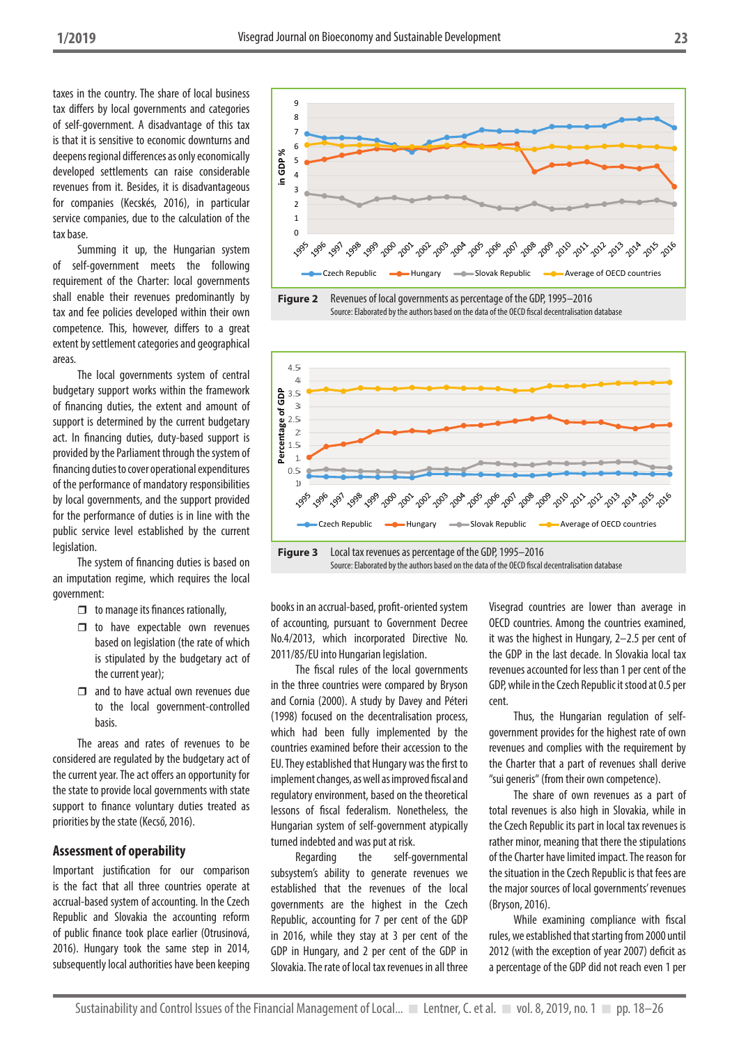taxes in the country. The share of local business tax differs by local governments and categories of self-government. A disadvantage of this tax is that it is sensitive to economic downturns and deepens regional differences as only economically developed settlements can raise considerable revenues from it. Besides, it is disadvantageous for companies (Kecskés, 2016), in particular service companies, due to the calculation of the tax base.

Summing it up, the Hungarian system of self-government meets the following requirement of the Charter: local governments shall enable their revenues predominantly by tax and fee policies developed within their own competence. This, however, differs to a great extent by settlement categories and geographical areas.

The local governments system of central budgetary support works within the framework of financing duties, the extent and amount of support is determined by the current budgetary act. In financing duties, duty-based support is provided by the Parliament through the system of financing duties to cover operational expenditures of the performance of mandatory responsibilities by local governments, and the support provided for the performance of duties is in line with the public service level established by the current legislation.

The system of financing duties is based on an imputation regime, which requires the local government:

- to manage its finances rationally,
- to have expectable own revenues based on legislation (the rate of which is stipulated by the budgetary act of the current year);
- and to have actual own revenues due to the local government-controlled basis.

The areas and rates of revenues to be considered are regulated by the budgetary act of the current year. The act offers an opportunity for the state to provide local governments with state support to finance voluntary duties treated as priorities by the state (Kecső, 2016).

**Figure 2** Revenues of local governments as percentage of the GDP, 1995–2016
Source: Elaborated by the authors based on the data of the OECD fiscal decentralisation database

**Figure 3** Local tax revenues as percentage of the GDP, 1995–2016
Source: Elaborated by the authors based on the data of the OECD fiscal decentralisation database

## Assessment of operability

Important justification for our comparison is the fact that all three countries operate at accrual-based system of accounting. In the Czech Republic and Slovakia the accounting reform of public finance took place earlier (Otrusinová, 2016). Hungary took the same step in 2014, subsequently local authorities have been keeping books in an accrual-based, profit-oriented system of accounting, pursuant to Government Decree No.4/2013, which incorporated Directive No. 2011/85/EU into Hungarian legislation.

The fiscal rules of the local governments in the three countries were compared by Bryson and Cornia (2000). A study by Davey and Péteri (1998) focused on the decentralisation process, which had been fully implemented by the countries examined before their accession to the EU. They established that Hungary was the first to implement changes, as well as improved fiscal and regulatory environment, based on the theoretical lessons of fiscal federalism. Nonetheless, the Hungarian system of self-government atypically turned indebted and was put at risk.

Regarding the self-governmental subsystem's ability to generate revenues we established that the revenues of the local governments are the highest in the Czech Republic, accounting for 7 per cent of the GDP in 2016, while they stay at 3 per cent of the GDP in Hungary, and 2 per cent of the GDP in Slovakia. The rate of local tax revenues in all three Visegrad countries are lower than average in OECD countries. Among the countries examined, it was the highest in Hungary, 2–2.5 per cent of the GDP in the last decade. In Slovakia local tax revenues accounted for less than 1 per cent of the GDP, while in the Czech Republic it stood at 0.5 per cent.

Thus, the Hungarian regulation of self-government provides for the highest rate of own revenues and complies with the requirement by the Charter that a part of revenues shall derive "sui generis" (from their own competence).

The share of own revenues as a part of total revenues is also high in Slovakia, while in the Czech Republic its part in local tax revenues is rather minor, meaning that there the stipulations of the Charter have limited impact. The reason for the situation in the Czech Republic is that fees are the major sources of local governments' revenues (Bryson, 2016).

While examining compliance with fiscal rules, we established that starting from 2000 until 2012 (with the exception of year 2007) deficit as a percentage of the GDP did not reach even 1 per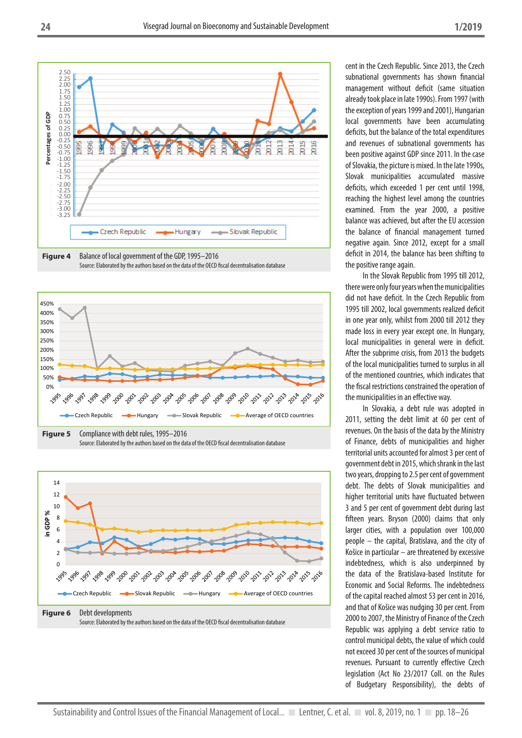**Figure 4** Balance of local government of the GDP, 1995–2016
Source: Elaborated by the authors based on the data of the OECD fiscal decentralisation database

**Figure 5** Compliance with debt rules, 1995–2016
Source: Elaborated by the authors based on the data of the OECD fiscal decentralisation database

**Figure 6** Debt developments
Source: Elaborated by the authors based on the data of the OECD fiscal decentralisation database

cent in the Czech Republic. Since 2013, the Czech subnational governments has shown financial management without deficit (same situation already took place in late 1990s). From 1997 (with the exception of years 1999 and 2001), Hungarian local governments have been accumulating deficits, but the balance of the total expenditures and revenues of subnational governments has been positive against GDP since 2011. In the case of Slovakia, the picture is mixed. In the late 1990s, Slovak municipalities accumulated massive deficits, which exceeded 1 per cent until 1998, reaching the highest level among the countries examined. From the year 2000, a positive balance was achieved, but after the EU accession the balance of financial management turned negative again. Since 2012, except for a small deficit in 2014, the balance has been shifting to the positive range again.

In the Slovak Republic from 1995 till 2012, there were only four years when the municipalities did not have deficit. In the Czech Republic from 1995 till 2002, local governments realized deficit in one year only, whilst from 2000 till 2012 they made loss in every year except one. In Hungary, local municipalities in general were in deficit. After the subprime crisis, from 2013 the budgets of the local municipalities turned to surplus in all of the mentioned countries, which indicates that the fiscal restrictions constrained the operation of the municipalities in an effective way.

In Slovakia, a debt rule was adopted in 2011, setting the debt limit at 60 per cent of revenues. On the basis of the data by the Ministry of Finance, debts of municipalities and higher territorial units accounted for almost 3 per cent of government debt in 2015, which shrank in the last two years, dropping to 2.5 per cent of government debt. The debts of Slovak municipalities and higher territorial units have fluctuated between 3 and 5 per cent of government debt during last fifteen years. Bryson (2000) claims that only larger cities, with a population over 100,000 people – the capital, Bratislava, and the city of Košice in particular – are threatened by excessive indebtedness, which is also underpinned by the data of the Bratislava-based Institute for Economic and Social Reforms. The indebtedness of the capital reached almost 53 per cent in 2016, and that of Košice was nudging 30 per cent. From 2000 to 2007, the Ministry of Finance of the Czech Republic was applying a debt service ratio to control municipal debts, the value of which could not exceed 30 per cent of the sources of municipal revenues. Pursuant to currently effective Czech legislation (Act No 23/2017 Coll. on the Rules of Budgetary Responsibility), the debts of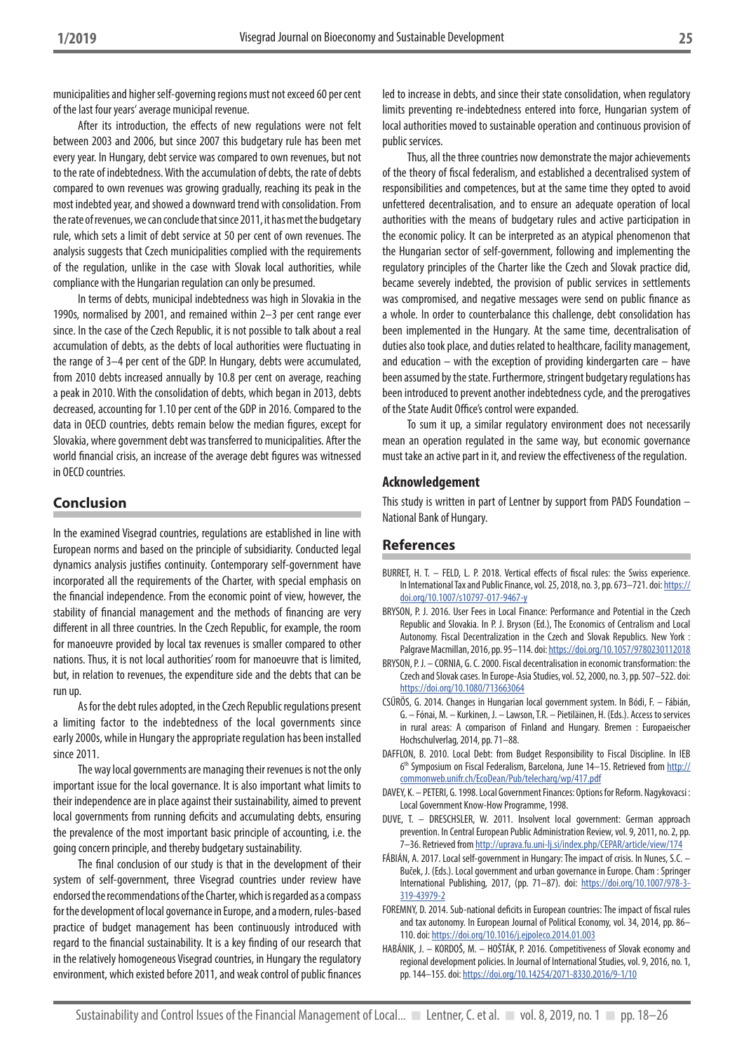municipalities and higher self-governing regions must not exceed 60 per cent of the last four years' average municipal revenue.

After its introduction, the effects of new regulations were not felt between 2003 and 2006, but since 2007 this budgetary rule has been met every year. In Hungary, debt service was compared to own revenues, but not to the rate of indebtedness. With the accumulation of debts, the rate of debts compared to own revenues was growing gradually, reaching its peak in the most indebted year, and showed a downward trend with consolidation. From the rate of revenues, we can conclude that since 2011, it has met the budgetary rule, which sets a limit of debt service at 50 per cent of own revenues. The analysis suggests that Czech municipalities complied with the requirements of the regulation, unlike in the case with Slovak local authorities, while compliance with the Hungarian regulation can only be presumed.

In terms of debts, municipal indebtedness was high in Slovakia in the 1990s, normalised by 2001, and remained within 2–3 per cent range ever since. In the case of the Czech Republic, it is not possible to talk about a real accumulation of debts, as the debts of local authorities were fluctuating in the range of 3–4 per cent of the GDP. In Hungary, debts were accumulated, from 2010 debts increased annually by 10.8 per cent on average, reaching a peak in 2010. With the consolidation of debts, which began in 2013, debts decreased, accounting for 1.10 per cent of the GDP in 2016. Compared to the data in OECD countries, debts remain below the median figures, except for Slovakia, where government debt was transferred to municipalities. After the world financial crisis, an increase of the average debt figures was witnessed in OECD countries.

## Conclusion

In the examined Visegrad countries, regulations are established in line with European norms and based on the principle of subsidiarity. Conducted legal dynamics analysis justifies continuity. Contemporary self-government have incorporated all the requirements of the Charter, with special emphasis on the financial independence. From the economic point of view, however, the stability of financial management and the methods of financing are very different in all three countries. In the Czech Republic, for example, the room for manoeuvre provided by local tax revenues is smaller compared to other nations. Thus, it is not local authorities' room for manoeuvre that is limited, but, in relation to revenues, the expenditure side and the debts that can be run up.

As for the debt rules adopted, in the Czech Republic regulations present a limiting factor to the indebtedness of the local governments since early 2000s, while in Hungary the appropriate regulation has been installed since 2011.

The way local governments are managing their revenues is not the only important issue for the local governance. It is also important what limits to their independence are in place against their sustainability, aimed to prevent local governments from running deficits and accumulating debts, ensuring the prevalence of the most important basic principle of accounting, i.e. the going concern principle, and thereby budgetary sustainability.

The final conclusion of our study is that in the development of their system of self-government, three Visegrad countries under review have endorsed the recommendations of the Charter, which is regarded as a compass for the development of local governance in Europe, and a modern, rules-based practice of budget management has been continuously introduced with regard to the financial sustainability. It is a key finding of our research that in the relatively homogeneous Visegrad countries, in Hungary the regulatory environment, which existed before 2011, and weak control of public finances led to increase in debts, and since their state consolidation, when regulatory limits preventing re-indebtedness entered into force, Hungarian system of local authorities moved to sustainable operation and continuous provision of public services.

Thus, all the three countries now demonstrate the major achievements of the theory of fiscal federalism, and established a decentralised system of responsibilities and competences, but at the same time they opted to avoid unfettered decentralisation, and to ensure an adequate operation of local authorities with the means of budgetary rules and active participation in the economic policy. It can be interpreted as an atypical phenomenon that the Hungarian sector of self-government, following and implementing the regulatory principles of the Charter like the Czech and Slovak practice did, became severely indebted, the provision of public services in settlements was compromised, and negative messages were send on public finance as a whole. In order to counterbalance this challenge, debt consolidation has been implemented in the Hungary. At the same time, decentralisation of duties also took place, and duties related to healthcare, facility management, and education – with the exception of providing kindergarten care – have been assumed by the state. Furthermore, stringent budgetary regulations has been introduced to prevent another indebtedness cycle, and the prerogatives of the State Audit Office's control were expanded.

To sum it up, a similar regulatory environment does not necessarily mean an operation regulated in the same way, but economic governance must take an active part in it, and review the effectiveness of the regulation.

### Acknowledgement

This study is written in part of Lentner by support from PADS Foundation – National Bank of Hungary.

## References

BURRET, H. T. – FELD, L. P. 2018. Vertical effects of fiscal rules: the Swiss experience. In International Tax and Public Finance, vol. 25, 2018, no. 3, pp. 673–721. doi: https://doi.org/10.1007/s10797-017-9467-y

BRYSON, P. J. 2016. User Fees in Local Finance: Performance and Potential in the Czech Republic and Slovakia. In P. J. Bryson (Ed.), The Economics of Centralism and Local Autonomy. Fiscal Decentralization in the Czech and Slovak Republics. New York : Palgrave Macmillan, 2016, pp. 95–114. doi: https://doi.org/10.1057/9780230112018

BRYSON, P. J. – CORNIA, G. C. 2000. Fiscal decentralisation in economic transformation: the Czech and Slovak cases. In Europe-Asia Studies, vol. 52, 2000, no. 3, pp. 507–522. doi: https://doi.org/10.1080/713663064

CSŰRÖS, G. 2014. Changes in Hungarian local government system. In Bódi, F. – Fábián, G. – Fónai, M. – Kurkinen, J. – Lawson, T.R. – Pietiläinen, H. (Eds.). Access to services in rural areas: A comparison of Finland and Hungary. Bremen : Europaeischer Hochschulverlag, 2014, pp. 71–88.

DAFFLON, B. 2010. Local Debt: from Budget Responsibility to Fiscal Discipline. In IEB 6th Symposium on Fiscal Federalism, Barcelona, June 14–15. Retrieved from http://commonweb.unifr.ch/EcoDean/Pub/telecharg/wp/417.pdf

DAVEY, K. – PETERI, G. 1998. Local Government Finances: Options for Reform. Nagykovacsi : Local Government Know-How Programme, 1998.

DUVE, T. – DRESCHSLER, W. 2011. Insolvent local government: German approach prevention. In Central European Public Administration Review, vol. 9, 2011, no. 2, pp. 7–36. Retrieved from http://uprava.fu.uni-lj.si/index.php/CEPAR/article/view/174

FÁBIÁN, A. 2017. Local self-government in Hungary: The impact of crisis. In Nunes, S.C. – Buček, J. (Eds.). Local government and urban governance in Europe. Cham : Springer International Publishing, 2017, (pp. 71–87). doi: https://doi.org/10.1007/978-3-319-43979-2

FOREMNY, D. 2014. Sub-national deficits in European countries: The impact of fiscal rules and tax autonomy. In European Journal of Political Economy, vol. 34, 2014, pp. 86–110. doi: https://doi.org/10.1016/j.ejpoleco.2014.01.003

HABÁNIK, J. – KORDOŠ, M. – HOŠŤÁK, P. 2016. Competitiveness of Slovak economy and regional development policies. In Journal of International Studies, vol. 9, 2016, no. 1, pp. 144–155. doi: https://doi.org/10.14254/2071-8330.2016/9-1/10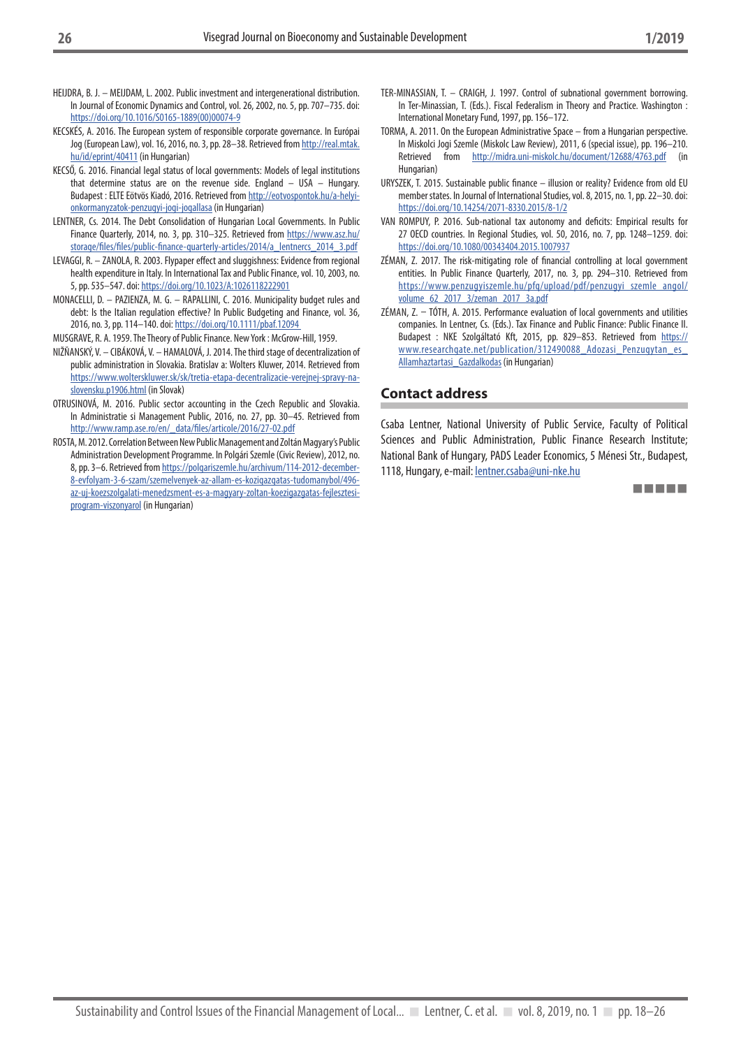HEIJDRA, B. J. – MEIJDAM, L. 2002. Public investment and intergenerational distribution. In Journal of Economic Dynamics and Control, vol. 26, 2002, no. 5, pp. 707–735. doi: https://doi.org/10.1016/S0165-1889(00)00074-9

KECSKÉS, A. 2016. The European system of responsible corporate governance. In Európai Jog (European Law), vol. 16, 2016, no. 3, pp. 28–38. Retrieved from http://real.mtak.hu/id/eprint/40411 (in Hungarian)

KECSŐ, G. 2016. Financial legal status of local governments: Models of legal institutions that determine status are on the revenue side. England – USA – Hungary. Budapest : ELTE Eötvös Kiadó, 2016. Retrieved from http://eotvospontok.hu/a-helyi-onkormanyzatok-penzugyi-jogi-jogallasa (in Hungarian)

LENTNER, Cs. 2014. The Debt Consolidation of Hungarian Local Governments. In Public Finance Quarterly, 2014, no. 3, pp. 310–325. Retrieved from https://www.asz.hu/storage/files/files/public-finance-quarterly-articles/2014/a_lentnercs_2014_3.pdf

LEVAGGI, R. – ZANOLA, R. 2003. Flypaper effect and sluggishness: Evidence from regional health expenditure in Italy. In International Tax and Public Finance, vol. 10, 2003, no. 5, pp. 535–547. doi: https://doi.org/10.1023/A:1026118222901

MONACELLI, D. – PAZIENZA, M. G. – RAPALLINI, C. 2016. Municipality budget rules and debt: Is the Italian regulation effective? In Public Budgeting and Finance, vol. 36, 2016, no. 3, pp. 114–140. doi: https://doi.org/10.1111/pbaf.12094

MUSGRAVE, R. A. 1959. The Theory of Public Finance. New York : McGrow-Hill, 1959.

NIŽŇANSKÝ, V. – CIBÁKOVÁ, V. – HAMALOVÁ, J. 2014. The third stage of decentralization of public administration in Slovakia. Bratislav a: Wolters Kluwer, 2014. Retrieved from https://www.wolterskluwer.sk/sk/tretia-etapa-decentralizacie-verejnej-spravy-na-slovensku.p1906.html (in Slovak)

OTRUSINOVÁ, M. 2016. Public sector accounting in the Czech Republic and Slovakia. In Administratie si Management Public, 2016, no. 27, pp. 30–45. Retrieved from http://www.ramp.ase.ro/en/_data/files/articole/2016/27-02.pdf

ROSTA, M. 2012. Correlation Between New Public Management and Zoltán Magyary's Public Administration Development Programme. In Polgári Szemle (Civic Review), 2012, no. 8, pp. 3–6. Retrieved from https://polgariszemle.hu/archivum/114-2012-december-8-evfolyam-3-6-szam/szemelvenyek-az-allam-es-kozigazgatas-tudomanybol/496-az-uj-koezszolgalati-menedzsment-es-a-magyary-zoltan-koezigazgatas-fejlesztesi-program-viszonyarol (in Hungarian)

TER-MINASSIAN, T. – CRAIGH, J. 1997. Control of subnational government borrowing. In Ter-Minassian, T. (Eds.). Fiscal Federalism in Theory and Practice. Washington : International Monetary Fund, 1997, pp. 156–172.

TORMA, A. 2011. On the European Administrative Space – from a Hungarian perspective. In Miskolci Jogi Szemle (Miskolc Law Review), 2011, 6 (special issue), pp. 196–210. Retrieved from http://midra.uni-miskolc.hu/document/12688/4763.pdf (in Hungarian)

URYSZEK, T. 2015. Sustainable public finance – illusion or reality? Evidence from old EU member states. In Journal of International Studies, vol. 8, 2015, no. 1, pp. 22–30. doi: https://doi.org/10.14254/2071-8330.2015/8-1/2

VAN ROMPUY, P. 2016. Sub-national tax autonomy and deficits: Empirical results for 27 OECD countries. In Regional Studies, vol. 50, 2016, no. 7, pp. 1248–1259. doi: https://doi.org/10.1080/00343404.2015.1007937

ZÉMAN, Z. 2017. The risk-mitigating role of financial controlling at local government entities. In Public Finance Quarterly, 2017, no. 3, pp. 294–310. Retrieved from https://www.penzugyiszemle.hu/pfq/upload/pdf/penzugyi_szemle_angol/volume_62_2017_3/zeman_2017_3a.pdf

ZÉMAN, Z. – TÓTH, A. 2015. Performance evaluation of local governments and utilities companies. In Lentner, Cs. (Eds.). Tax Finance and Public Finance: Public Finance II. Budapest : NKE Szolgáltató Kft, 2015, pp. 829–853. Retrieved from https://www.researchgate.net/publication/312490088_Adozasi_Penzugytan_es_Allamhaztartasi_Gazdalkodas (in Hungarian)

## Contact address

Csaba Lentner, National University of Public Service, Faculty of Political Sciences and Public Administration, Public Finance Research Institute; National Bank of Hungary, PADS Leader Economics, 5 Ménesi Str., Budapest, 1118, Hungary, e-mail: lentner.csaba@uni-nke.hu